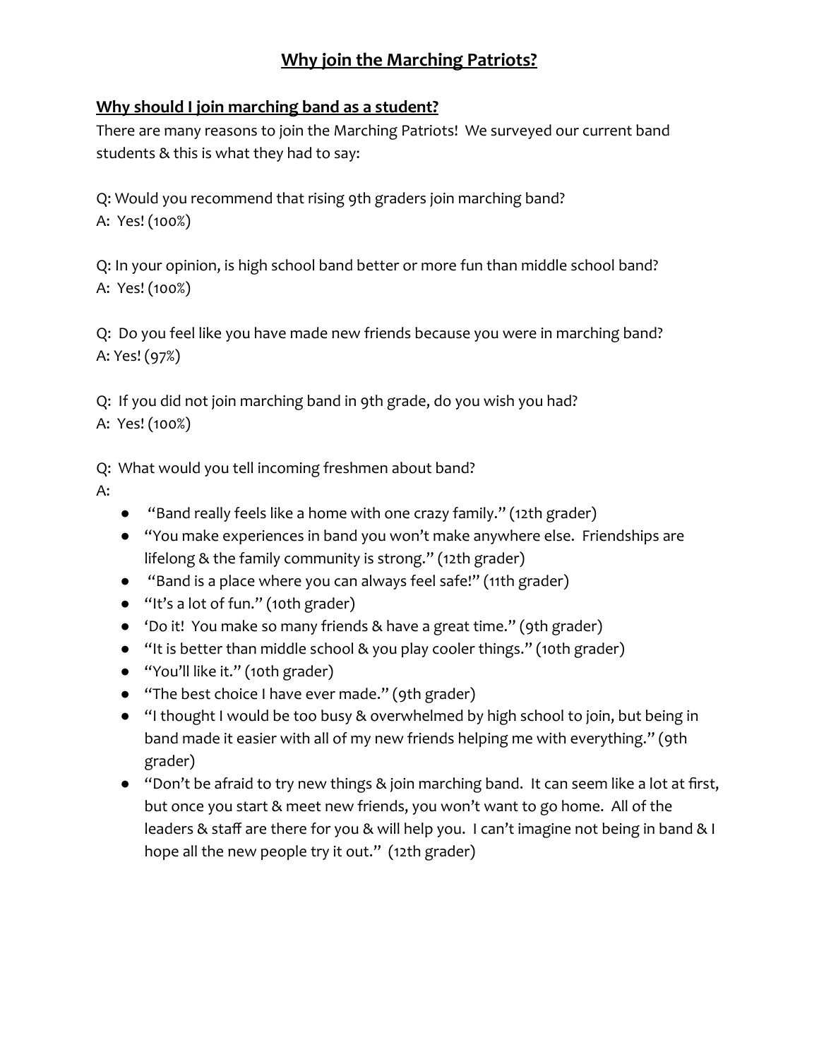# Why join the Marching Patriots?

## Why should I join marching band as a student?

There are many reasons to join the Marching Patriots! We surveyed our current band students & this is what they had to say:

Q: Would you recommend that rising 9th graders join marching band?
A: Yes! (100%)

Q: In your opinion, is high school band better or more fun than middle school band?
A: Yes! (100%)

Q: Do you feel like you have made new friends because you were in marching band?
A: Yes! (97%)

Q: If you did not join marching band in 9th grade, do you wish you had?
A: Yes! (100%)

Q: What would you tell incoming freshmen about band?
A:

- "Band really feels like a home with one crazy family." (12th grader)
- "You make experiences in band you won't make anywhere else. Friendships are lifelong & the family community is strong." (12th grader)
- "Band is a place where you can always feel safe!" (11th grader)
- "It's a lot of fun." (10th grader)
- 'Do it! You make so many friends & have a great time." (9th grader)
- "It is better than middle school & you play cooler things." (10th grader)
- "You'll like it." (10th grader)
- "The best choice I have ever made." (9th grader)
- "I thought I would be too busy & overwhelmed by high school to join, but being in band made it easier with all of my new friends helping me with everything." (9th grader)
- "Don't be afraid to try new things & join marching band. It can seem like a lot at first, but once you start & meet new friends, you won't want to go home. All of the leaders & staff are there for you & will help you. I can't imagine not being in band & I hope all the new people try it out." (12th grader)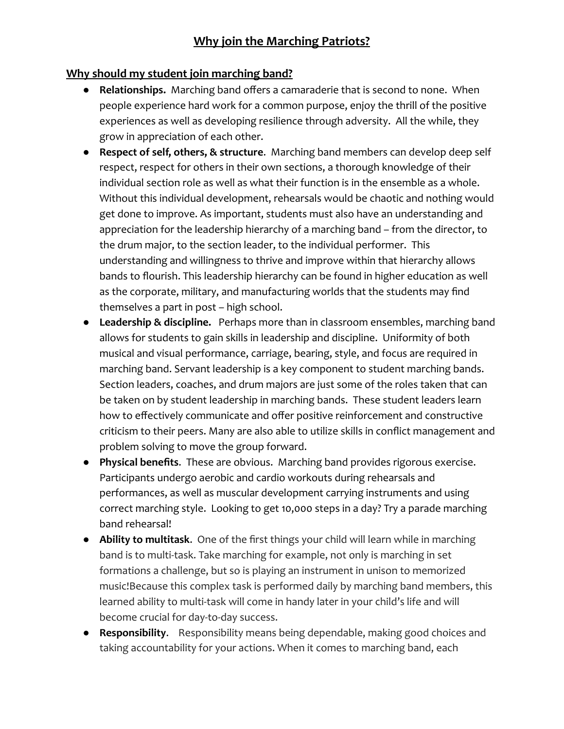# Why join the Marching Patriots?

## Why should my student join marching band?

- **Relationships.** Marching band offers a camaraderie that is second to none. When people experience hard work for a common purpose, enjoy the thrill of the positive experiences as well as developing resilience through adversity. All the while, they grow in appreciation of each other.
- **Respect of self, others, & structure**. Marching band members can develop deep self respect, respect for others in their own sections, a thorough knowledge of their individual section role as well as what their function is in the ensemble as a whole. Without this individual development, rehearsals would be chaotic and nothing would get done to improve. As important, students must also have an understanding and appreciation for the leadership hierarchy of a marching band – from the director, to the drum major, to the section leader, to the individual performer. This understanding and willingness to thrive and improve within that hierarchy allows bands to flourish. This leadership hierarchy can be found in higher education as well as the corporate, military, and manufacturing worlds that the students may find themselves a part in post – high school.
- **Leadership & discipline.** Perhaps more than in classroom ensembles, marching band allows for students to gain skills in leadership and discipline. Uniformity of both musical and visual performance, carriage, bearing, style, and focus are required in marching band. Servant leadership is a key component to student marching bands. Section leaders, coaches, and drum majors are just some of the roles taken that can be taken on by student leadership in marching bands. These student leaders learn how to effectively communicate and offer positive reinforcement and constructive criticism to their peers. Many are also able to utilize skills in conflict management and problem solving to move the group forward.
- **Physical benefits**. These are obvious. Marching band provides rigorous exercise. Participants undergo aerobic and cardio workouts during rehearsals and performances, as well as muscular development carrying instruments and using correct marching style. Looking to get 10,000 steps in a day? Try a parade marching band rehearsal!
- **Ability to multitask**. One of the first things your child will learn while in marching band is to multi-task. Take marching for example, not only is marching in set formations a challenge, but so is playing an instrument in unison to memorized music!Because this complex task is performed daily by marching band members, this learned ability to multi-task will come in handy later in your child's life and will become crucial for day-to-day success.
- **Responsibility**. Responsibility means being dependable, making good choices and taking accountability for your actions. When it comes to marching band, each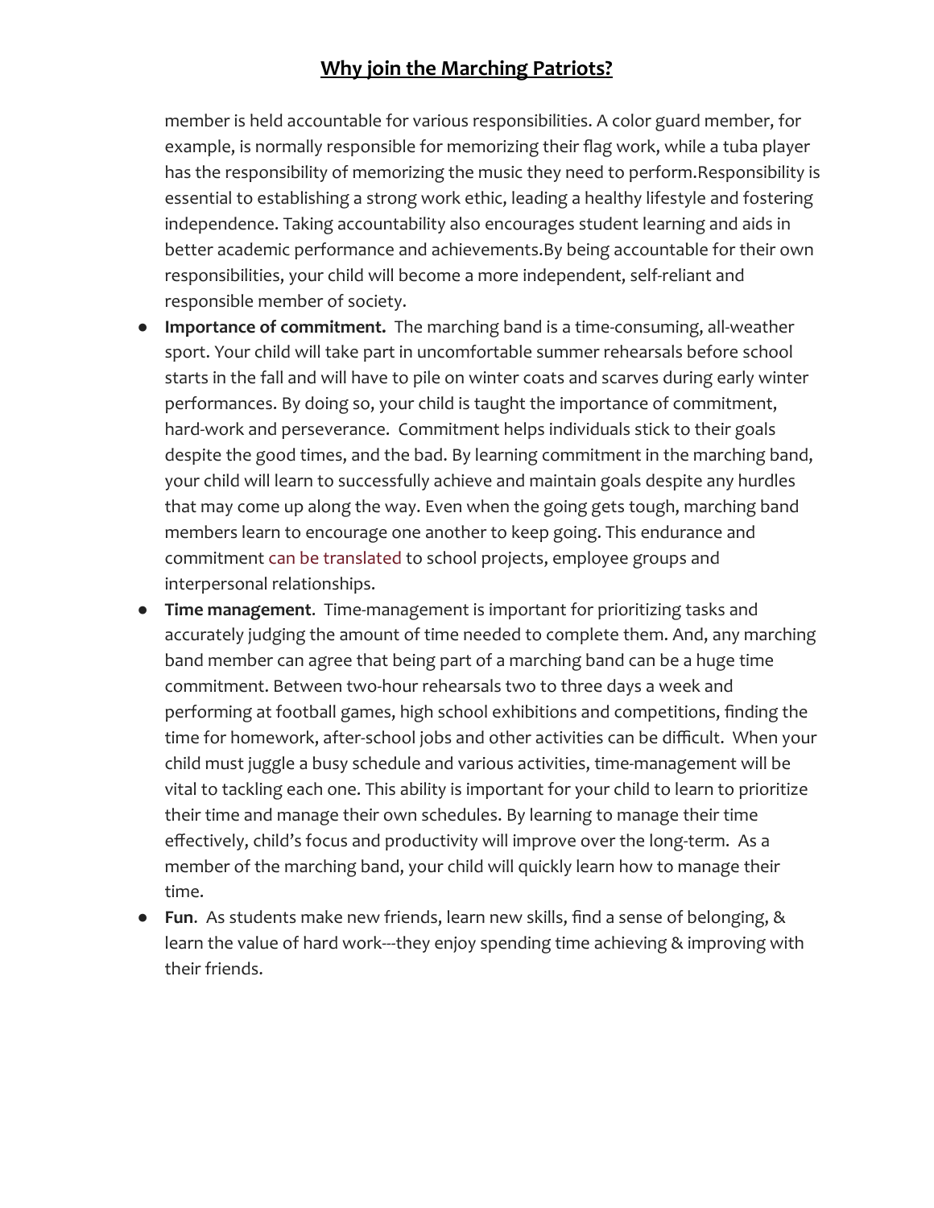member is held accountable for various responsibilities. A color guard member, for example, is normally responsible for memorizing their flag work, while a tuba player has the responsibility of memorizing the music they need to perform.Responsibility is essential to establishing a strong work ethic, leading a healthy lifestyle and fostering independence. Taking accountability also encourages student learning and aids in better academic performance and achievements.By being accountable for their own responsibilities, your child will become a more independent, self-reliant and responsible member of society.

- **Importance of commitment.** The marching band is a time-consuming, all-weather sport. Your child will take part in uncomfortable summer rehearsals before school starts in the fall and will have to pile on winter coats and scarves during early winter performances. By doing so, your child is taught the importance of commitment, hard-work and perseverance. Commitment helps individuals stick to their goals despite the good times, and the bad. By learning commitment in the marching band, your child will learn to successfully achieve and maintain goals despite any hurdles that may come up along the way. Even when the going gets tough, marching band members learn to encourage one another to keep going. This endurance and commitment can be translated to school projects, employee groups and interpersonal relationships.
- **Time management**. Time-management is important for prioritizing tasks and accurately judging the amount of time needed to complete them. And, any marching band member can agree that being part of a marching band can be a huge time commitment. Between two-hour rehearsals two to three days a week and performing at football games, high school exhibitions and competitions, finding the time for homework, after-school jobs and other activities can be difficult. When your child must juggle a busy schedule and various activities, time-management will be vital to tackling each one. This ability is important for your child to learn to prioritize their time and manage their own schedules. By learning to manage their time effectively, child's focus and productivity will improve over the long-term. As a member of the marching band, your child will quickly learn how to manage their time.
- **Fun**. As students make new friends, learn new skills, find a sense of belonging, & learn the value of hard work---they enjoy spending time achieving & improving with their friends.